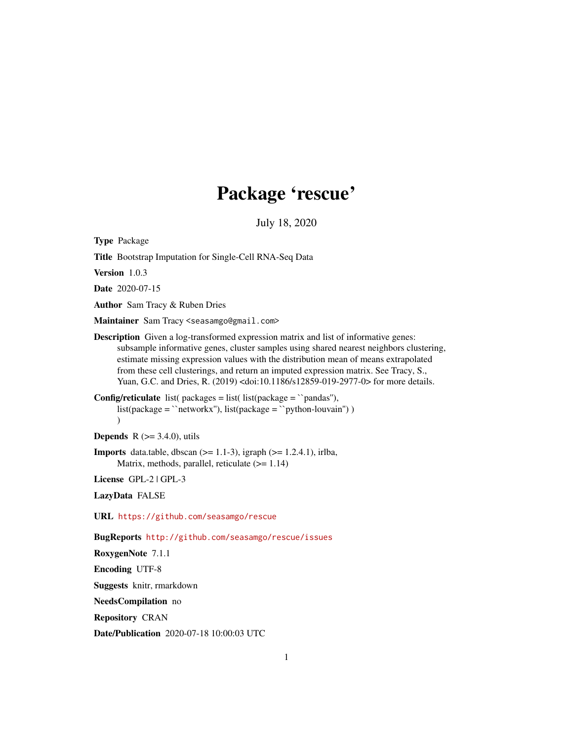# Package 'rescue'

July 18, 2020

**Type** Package

**Title** Bootstrap Imputation for Single-Cell RNA-Seq Data

**Version** 1.0.3

**Date** 2020-07-15

**Author** Sam Tracy & Ruben Dries

**Maintainer** Sam Tracy <seasamgo@gmail.com>

**Description** Given a log-transformed expression matrix and list of informative genes: subsample informative genes, cluster samples using shared nearest neighbors clustering, estimate missing expression values with the distribution mean of means extrapolated from these cell clusterings, and return an imputed expression matrix. See Tracy, S., Yuan, G.C. and Dries, R. (2019) <doi:10.1186/s12859-019-2977-0> for more details.

**Config/reticulate** list( packages = list( list(package = ``pandas''), list(package = ``networkx''), list(package = ``python-louvain'') ) )

**Depends** R (>= 3.4.0), utils

**Imports** data.table, dbscan (>= 1.1-3), igraph (>= 1.2.4.1), irlba, Matrix, methods, parallel, reticulate (>= 1.14)

**License** GPL-2 | GPL-3

**LazyData** FALSE

**URL** https://github.com/seasamgo/rescue

**BugReports** http://github.com/seasamgo/rescue/issues

**RoxygenNote** 7.1.1

**Encoding** UTF-8

**Suggests** knitr, rmarkdown

**NeedsCompilation** no

**Repository** CRAN

**Date/Publication** 2020-07-18 10:00:03 UTC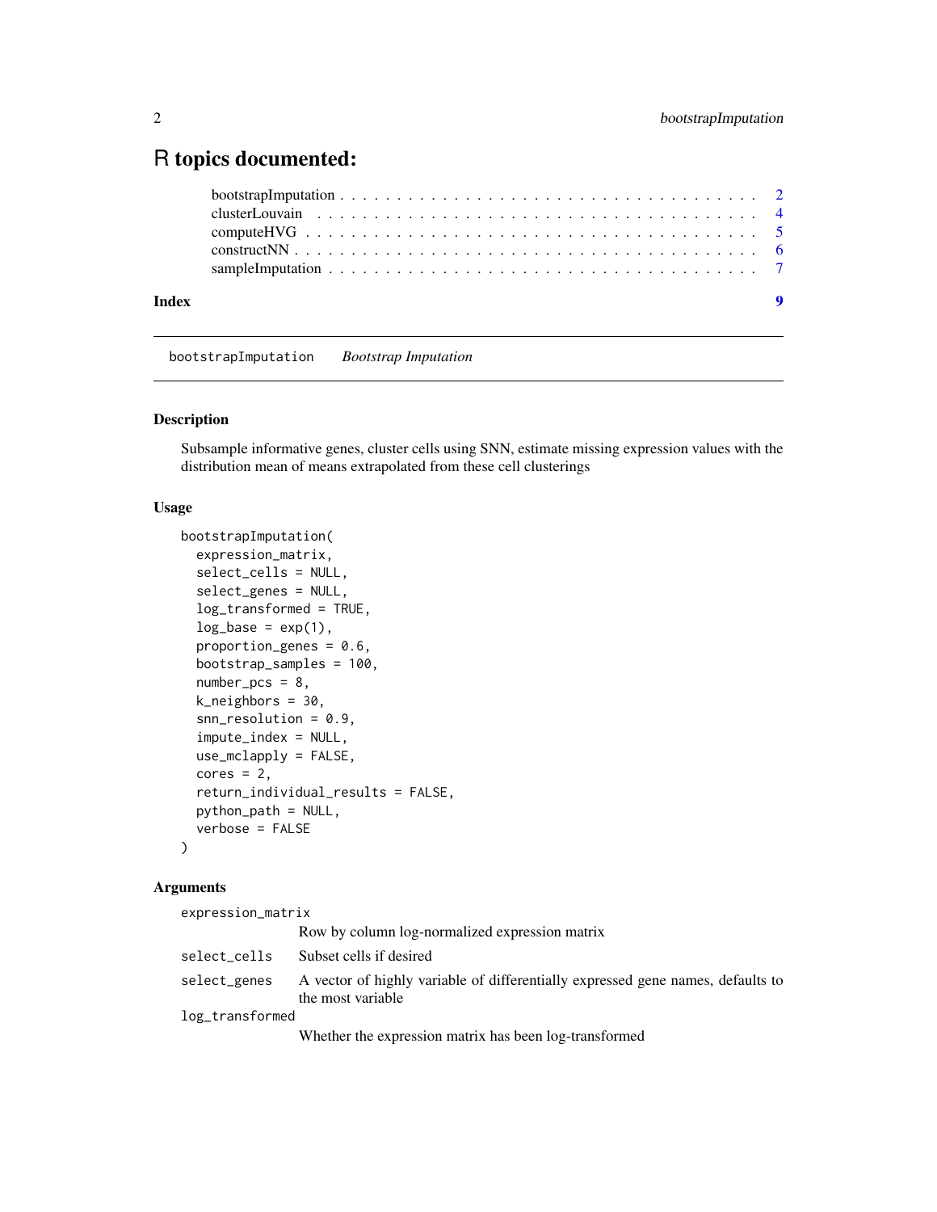# R topics documented:

bootstrapImputation . . . . . . . . . . . . . . . . . . . . . . . . . . . . . . . . . 2
clusterLouvain . . . . . . . . . . . . . . . . . . . . . . . . . . . . . . . . . . . 4
computeHVG . . . . . . . . . . . . . . . . . . . . . . . . . . . . . . . . . . . . 5
constructNN . . . . . . . . . . . . . . . . . . . . . . . . . . . . . . . . . . . . 6
sampleImputation . . . . . . . . . . . . . . . . . . . . . . . . . . . . . . . . . . 7

**Index** **9**

---

`bootstrapImputation` *Bootstrap Imputation*

---

### Description

Subsample informative genes, cluster cells using SNN, estimate missing expression values with the distribution mean of means extrapolated from these cell clusterings

### Usage

```
bootstrapImputation(
  expression_matrix,
  select_cells = NULL,
  select_genes = NULL,
  log_transformed = TRUE,
  log_base = exp(1),
  proportion_genes = 0.6,
  bootstrap_samples = 100,
  number_pcs = 8,
  k_neighbors = 30,
  snn_resolution = 0.9,
  impute_index = NULL,
  use_mclapply = FALSE,
  cores = 2,
  return_individual_results = FALSE,
  python_path = NULL,
  verbose = FALSE
)
```

### Arguments

`expression_matrix`
: Row by column log-normalized expression matrix

`select_cells`
: Subset cells if desired

`select_genes`
: A vector of highly variable of differentially expressed gene names, defaults to the most variable

`log_transformed`
: Whether the expression matrix has been log-transformed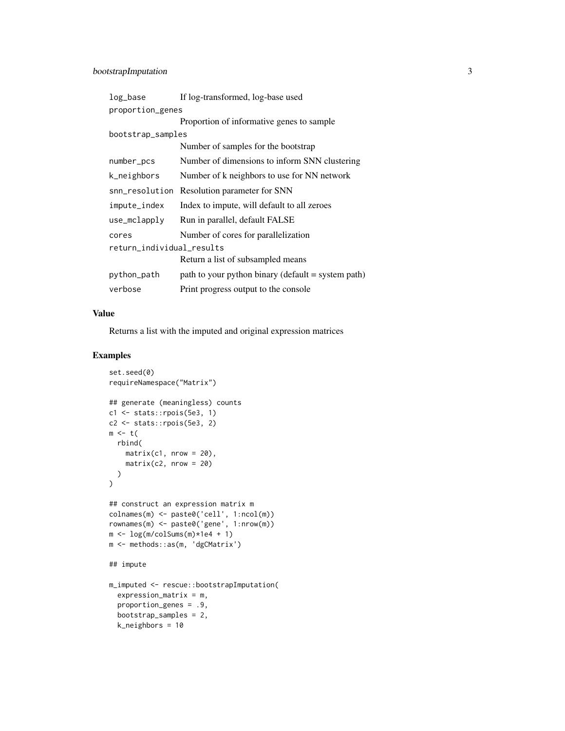| | |
|---|---|
| `log_base` | If log-transformed, log-base used |
| `proportion_genes` | Proportion of informative genes to sample |
| `bootstrap_samples` | Number of samples for the bootstrap |
| `number_pcs` | Number of dimensions to inform SNN clustering |
| `k_neighbors` | Number of k neighbors to use for NN network |
| `snn_resolution` | Resolution parameter for SNN |
| `impute_index` | Index to impute, will default to all zeroes |
| `use_mclapply` | Run in parallel, default FALSE |
| `cores` | Number of cores for parallelization |
| `return_individual_results` | Return a list of subsampled means |
| `python_path` | path to your python binary (default = system path) |
| `verbose` | Print progress output to the console |

## Value

Returns a list with the imputed and original expression matrices

## Examples

```
set.seed(0)
requireNamespace("Matrix")

## generate (meaningless) counts
c1 <- stats::rpois(5e3, 1)
c2 <- stats::rpois(5e3, 2)
m <- t(
  rbind(
    matrix(c1, nrow = 20),
    matrix(c2, nrow = 20)
  )
)

## construct an expression matrix m
colnames(m) <- paste0('cell', 1:ncol(m))
rownames(m) <- paste0('gene', 1:nrow(m))
m <- log(m/colSums(m)*1e4 + 1)
m <- methods::as(m, 'dgCMatrix')

## impute

m_imputed <- rescue::bootstrapImputation(
  expression_matrix = m,
  proportion_genes = .9,
  bootstrap_samples = 2,
  k_neighbors = 10
```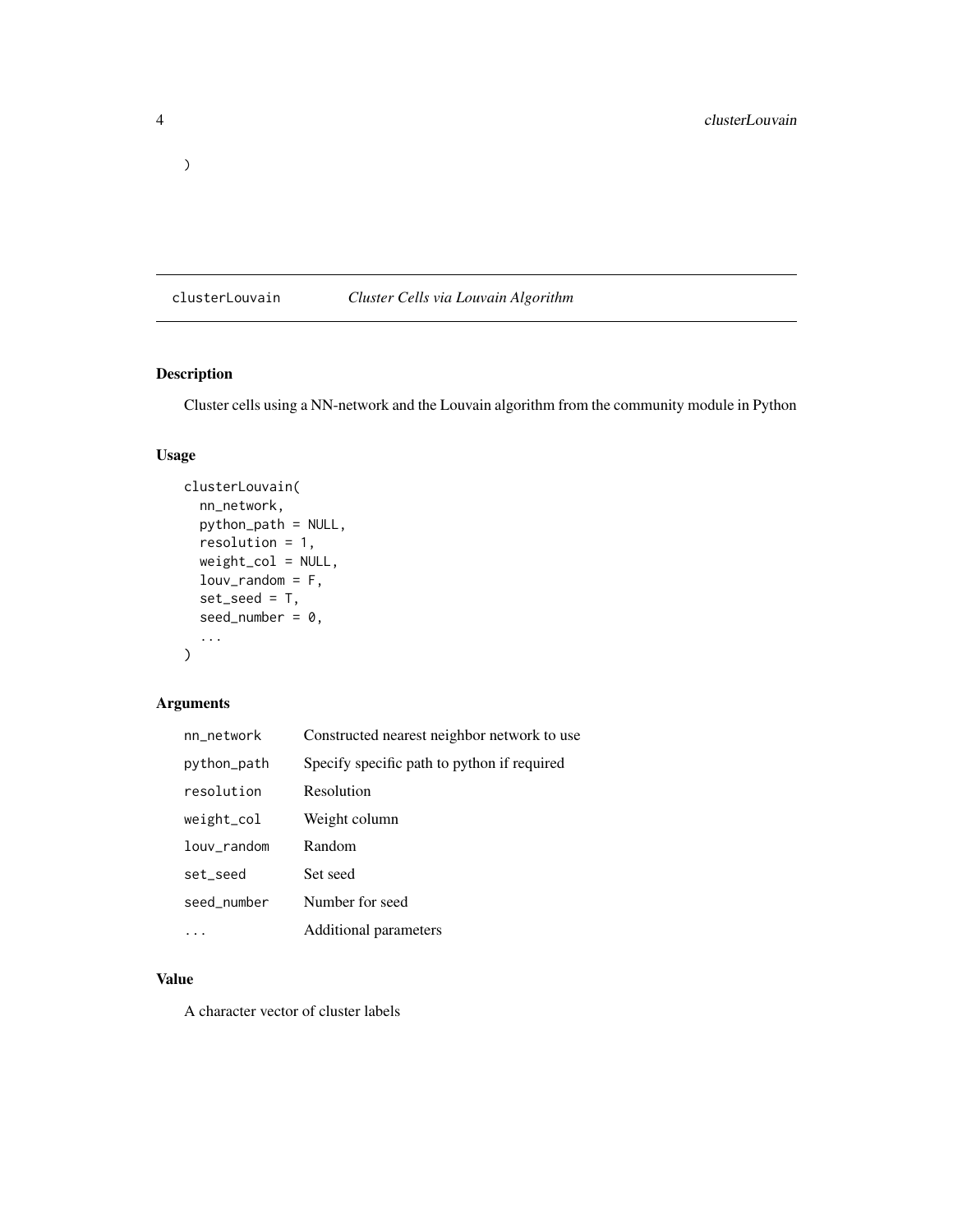)

## clusterLouvain *Cluster Cells via Louvain Algorithm*

### Description

Cluster cells using a NN-network and the Louvain algorithm from the community module in Python

### Usage

```
clusterLouvain(
  nn_network,
  python_path = NULL,
  resolution = 1,
  weight_col = NULL,
  louv_random = F,
  set_seed = T,
  seed_number = 0,
  ...
)
```

### Arguments

| | |
|---|---|
| nn_network | Constructed nearest neighbor network to use |
| python_path | Specify specific path to python if required |
| resolution | Resolution |
| weight_col | Weight column |
| louv_random | Random |
| set_seed | Set seed |
| seed_number | Number for seed |
| ... | Additional parameters |

### Value

A character vector of cluster labels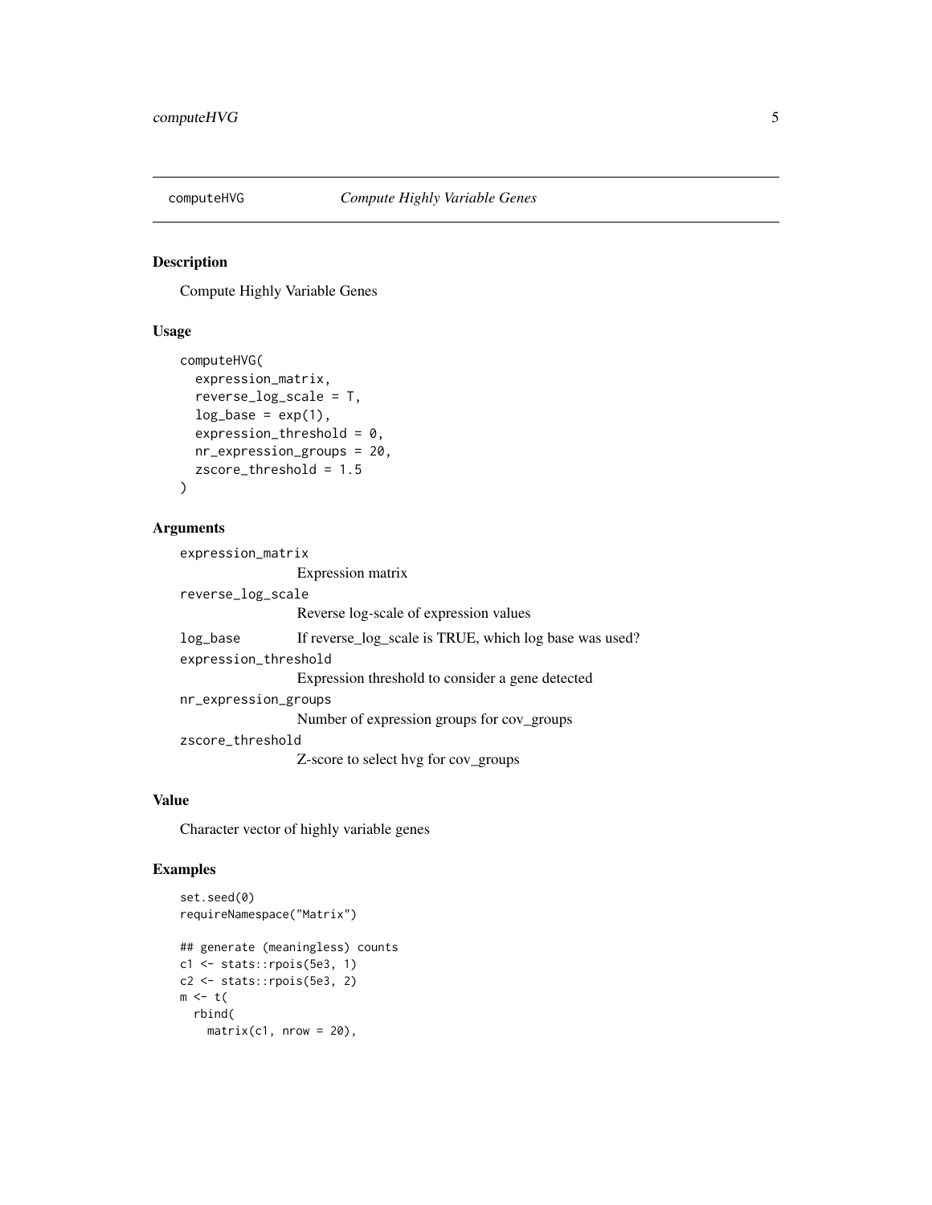## computeHVG — *Compute Highly Variable Genes*

### Description

Compute Highly Variable Genes

### Usage

```
computeHVG(
  expression_matrix,
  reverse_log_scale = T,
  log_base = exp(1),
  expression_threshold = 0,
  nr_expression_groups = 20,
  zscore_threshold = 1.5
)
```

### Arguments

`expression_matrix`
: Expression matrix

`reverse_log_scale`
: Reverse log-scale of expression values

`log_base`
: If reverse_log_scale is TRUE, which log base was used?

`expression_threshold`
: Expression threshold to consider a gene detected

`nr_expression_groups`
: Number of expression groups for cov_groups

`zscore_threshold`
: Z-score to select hvg for cov_groups

### Value

Character vector of highly variable genes

### Examples

```
set.seed(0)
requireNamespace("Matrix")

## generate (meaningless) counts
c1 <- stats::rpois(5e3, 1)
c2 <- stats::rpois(5e3, 2)
m <- t(
  rbind(
    matrix(c1, nrow = 20),
```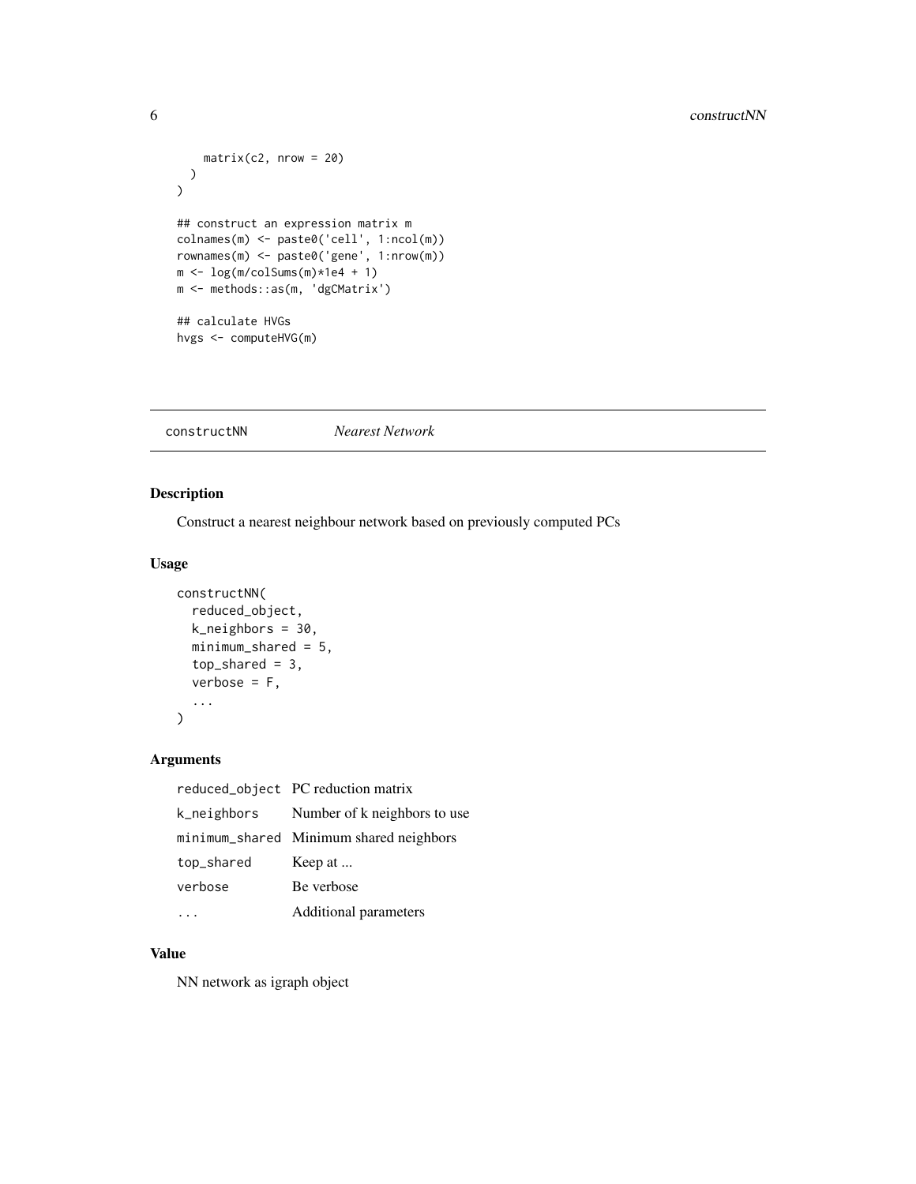```
    matrix(c2, nrow = 20)
  )
)

## construct an expression matrix m
colnames(m) <- paste0('cell', 1:ncol(m))
rownames(m) <- paste0('gene', 1:nrow(m))
m <- log(m/colSums(m)*1e4 + 1)
m <- methods::as(m, 'dgCMatrix')

## calculate HVGs
hvgs <- computeHVG(m)
```

## constructNN — *Nearest Network*

### Description

Construct a nearest neighbour network based on previously computed PCs

### Usage

```
constructNN(
  reduced_object,
  k_neighbors = 30,
  minimum_shared = 5,
  top_shared = 3,
  verbose = F,
  ...
)
```

### Arguments

| | |
|---|---|
| reduced_object | PC reduction matrix |
| k_neighbors | Number of k neighbors to use |
| minimum_shared | Minimum shared neighbors |
| top_shared | Keep at ... |
| verbose | Be verbose |
| ... | Additional parameters |

### Value

NN network as igraph object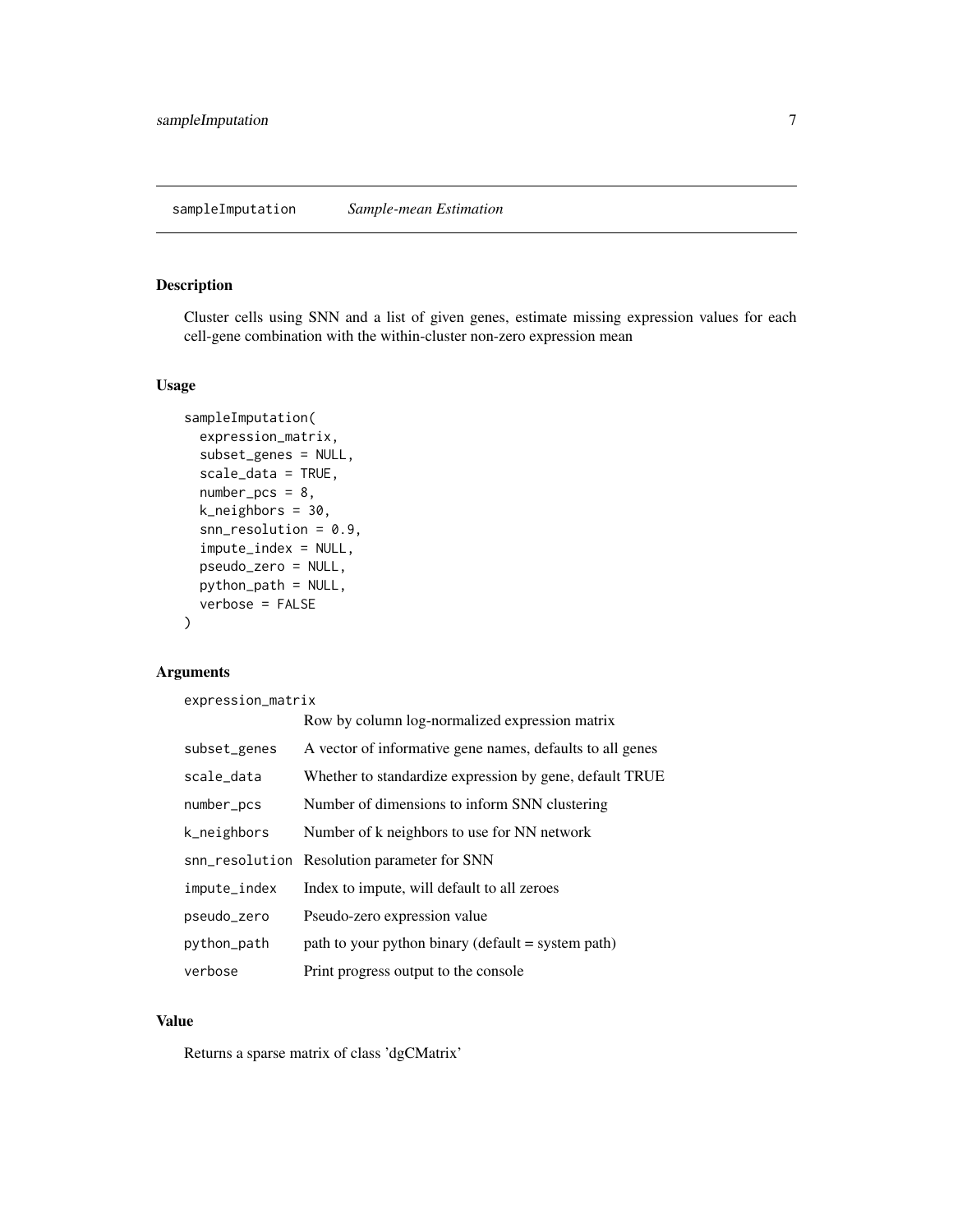# sampleImputation *Sample-mean Estimation*

## Description

Cluster cells using SNN and a list of given genes, estimate missing expression values for each cell-gene combination with the within-cluster non-zero expression mean

## Usage

```
sampleImputation(
  expression_matrix,
  subset_genes = NULL,
  scale_data = TRUE,
  number_pcs = 8,
  k_neighbors = 30,
  snn_resolution = 0.9,
  impute_index = NULL,
  pseudo_zero = NULL,
  python_path = NULL,
  verbose = FALSE
)
```

## Arguments

| Argument | Description |
|---|---|
| `expression_matrix` | Row by column log-normalized expression matrix |
| `subset_genes` | A vector of informative gene names, defaults to all genes |
| `scale_data` | Whether to standardize expression by gene, default TRUE |
| `number_pcs` | Number of dimensions to inform SNN clustering |
| `k_neighbors` | Number of k neighbors to use for NN network |
| `snn_resolution` | Resolution parameter for SNN |
| `impute_index` | Index to impute, will default to all zeroes |
| `pseudo_zero` | Pseudo-zero expression value |
| `python_path` | path to your python binary (default = system path) |
| `verbose` | Print progress output to the console |

## Value

Returns a sparse matrix of class 'dgCMatrix'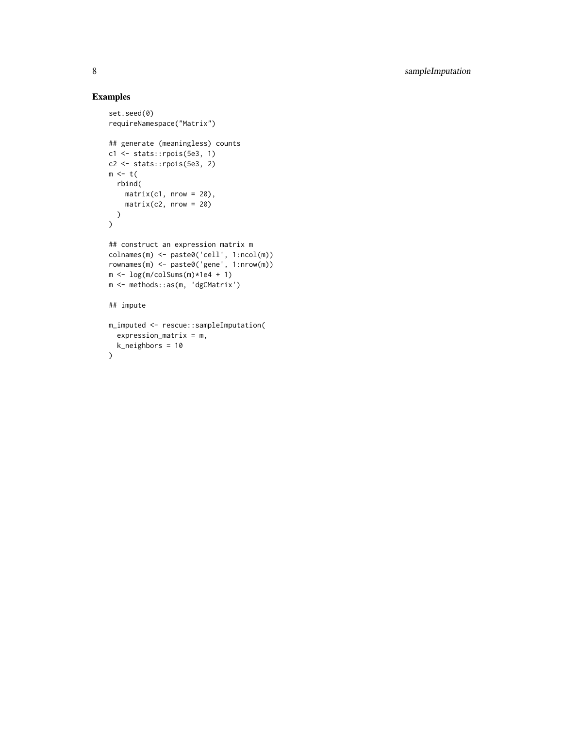## Examples

```
set.seed(0)
requireNamespace("Matrix")

## generate (meaningless) counts
c1 <- stats::rpois(5e3, 1)
c2 <- stats::rpois(5e3, 2)
m <- t(
  rbind(
    matrix(c1, nrow = 20),
    matrix(c2, nrow = 20)
  )
)

## construct an expression matrix m
colnames(m) <- paste0('cell', 1:ncol(m))
rownames(m) <- paste0('gene', 1:nrow(m))
m <- log(m/colSums(m)*1e4 + 1)
m <- methods::as(m, 'dgCMatrix')

## impute

m_imputed <- rescue::sampleImputation(
  expression_matrix = m,
  k_neighbors = 10
)
```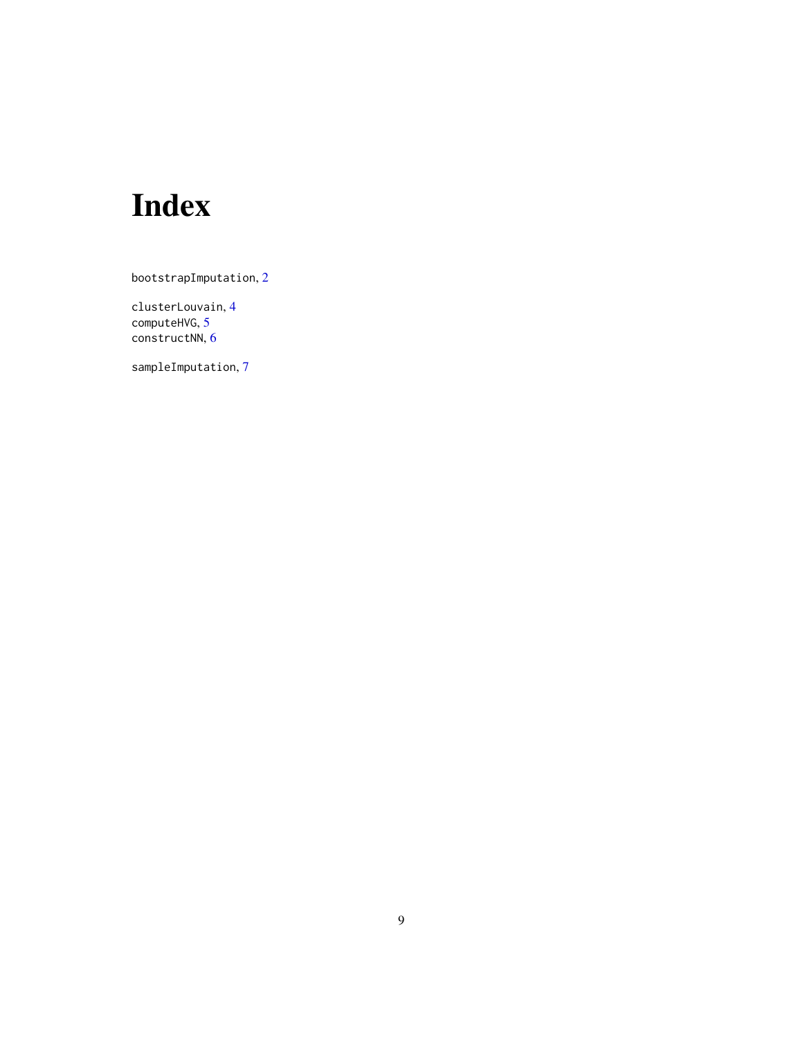# Index

bootstrapImputation, 2

clusterLouvain, 4
computeHVG, 5
constructNN, 6

sampleImputation, 7